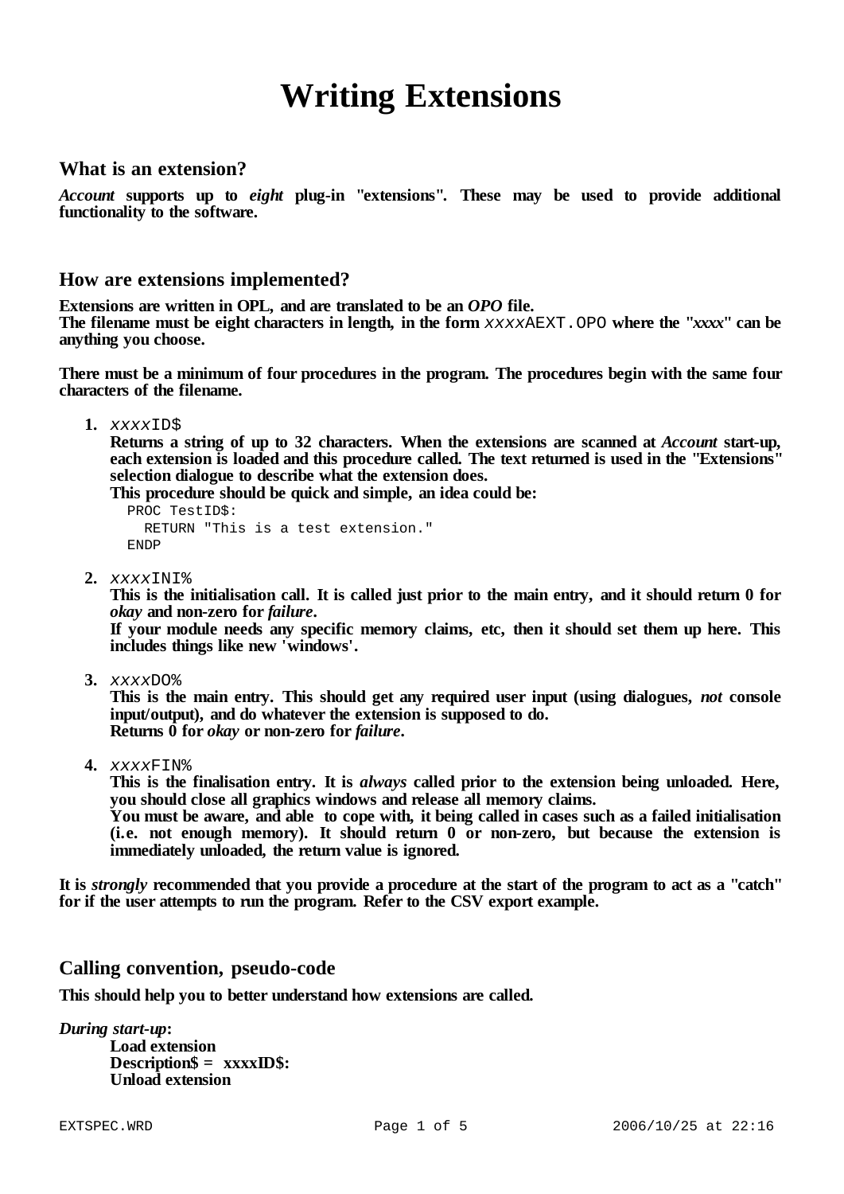# Writing Extensions

## What is an extension?

*Account* supports up to *eight* plug-in "extensions". These may be used to provide additional functionality to the software.

## How are extensions implemented?

Extensions are written in OPL, and are translated to be an *OPO* file.
The filename must be eight characters in length, in the form `xxxxAEXT.OPO` where the "*xxxx*" can be anything you choose.

There must be a minimum of four procedures in the program. The procedures begin with the same four characters of the filename.

1. `xxxxID$`
   Returns a string of up to 32 characters. When the extensions are scanned at *Account* start-up, each extension is loaded and this procedure called. The text returned is used in the "Extensions" selection dialogue to describe what the extension does.
   This procedure should be quick and simple, an idea could be:
   ```
   PROC TestID$:
     RETURN "This is a test extension."
   ENDP
   ```

2. `xxxxINI%`
   This is the initialisation call. It is called just prior to the main entry, and it should return 0 for *okay* and non-zero for *failure*.
   If your module needs any specific memory claims, etc, then it should set them up here. This includes things like new 'windows'.

3. `xxxxDO%`
   This is the main entry. This should get any required user input (using dialogues, *not* console input/output), and do whatever the extension is supposed to do.
   Returns 0 for *okay* or non-zero for *failure*.

4. `xxxxFIN%`
   This is the finalisation entry. It is *always* called prior to the extension being unloaded. Here, you should close all graphics windows and release all memory claims.
   You must be aware, and able to cope with, it being called in cases such as a failed initialisation (i.e. not enough memory). It should return 0 or non-zero, but because the extension is immediately unloaded, the return value is ignored.

It is *strongly* recommended that you provide a procedure at the start of the program to act as a "catch" for if the user attempts to run the program. Refer to the CSV export example.

## Calling convention, pseudo-code

This should help you to better understand how extensions are called.

***During start-up*:**

Load extension
Description$ = xxxxID$:
Unload extension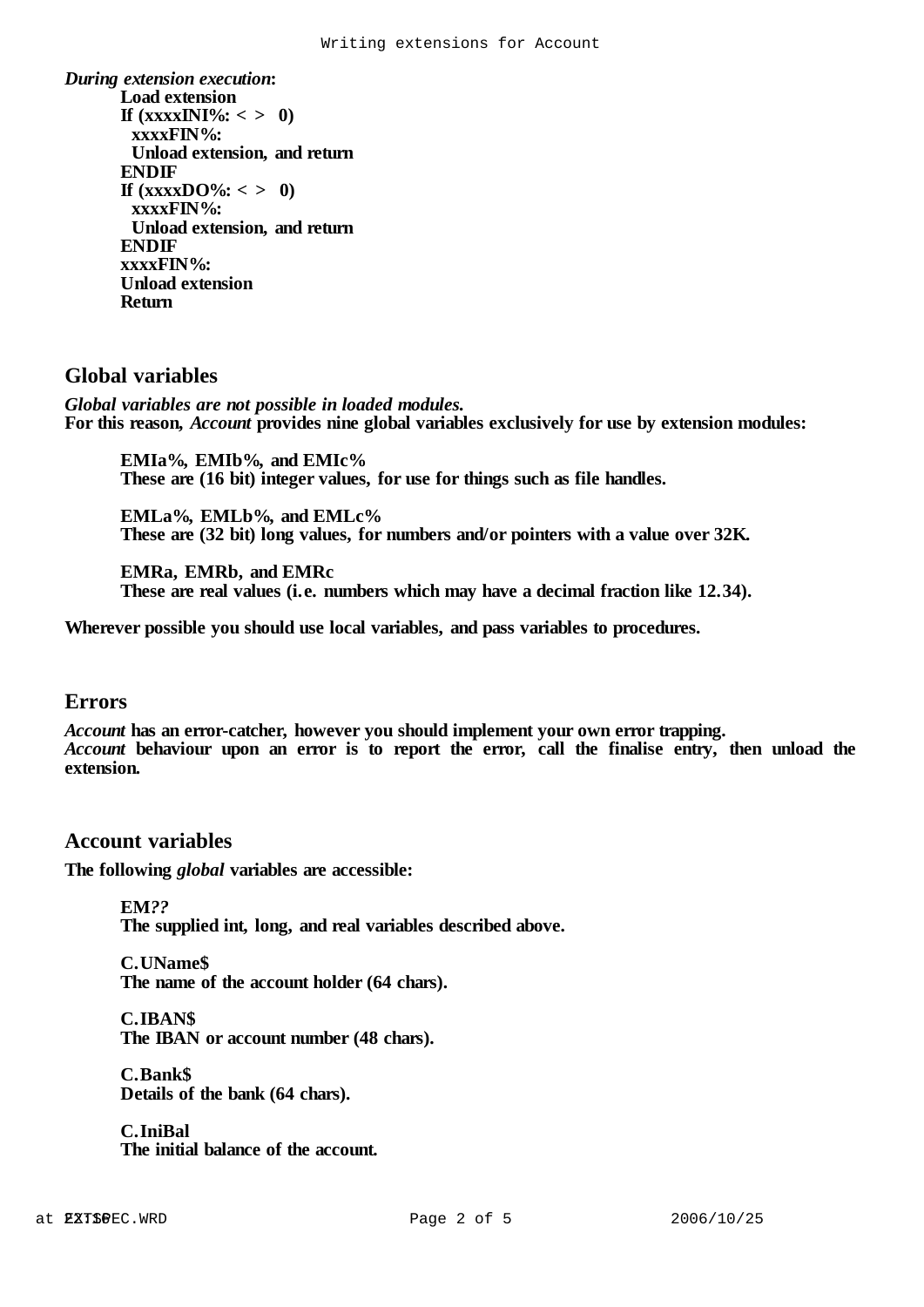***During extension execution*:**

**Load extension**
**If (xxxxINI%: < > 0)**
**xxxxFIN%:**
**Unload extension, and return**
**ENDIF**
**If (xxxxDO%: < > 0)**
**xxxxFIN%:**
**Unload extension, and return**
**ENDIF**
**xxxxFIN%:**
**Unload extension**
**Return**

## Global variables

***Global variables are not possible in loaded modules.***
**For this reason, *Account* provides nine global variables exclusively for use by extension modules:**

**EMIa%, EMIb%, and EMIc%**
**These are (16 bit) integer values, for use for things such as file handles.**

**EMLa%, EMLb%, and EMLc%**
**These are (32 bit) long values, for numbers and/or pointers with a value over 32K.**

**EMRa, EMRb, and EMRc**
**These are real values (i.e. numbers which may have a decimal fraction like 12.34).**

**Wherever possible you should use local variables, and pass variables to procedures.**

## Errors

***Account* has an error-catcher, however you should implement your own error trapping.**
***Account* behaviour upon an error is to report the error, call the finalise entry, then unload the extension.**

## Account variables

**The following *global* variables are accessible:**

**EM*??***
**The supplied int, long, and real variables described above.**

**C.UName$**
**The name of the account holder (64 chars).**

**C.IBAN$**
**The IBAN or account number (48 chars).**

**C.Bank$**
**Details of the bank (64 chars).**

**C.IniBal**
**The initial balance of the account.**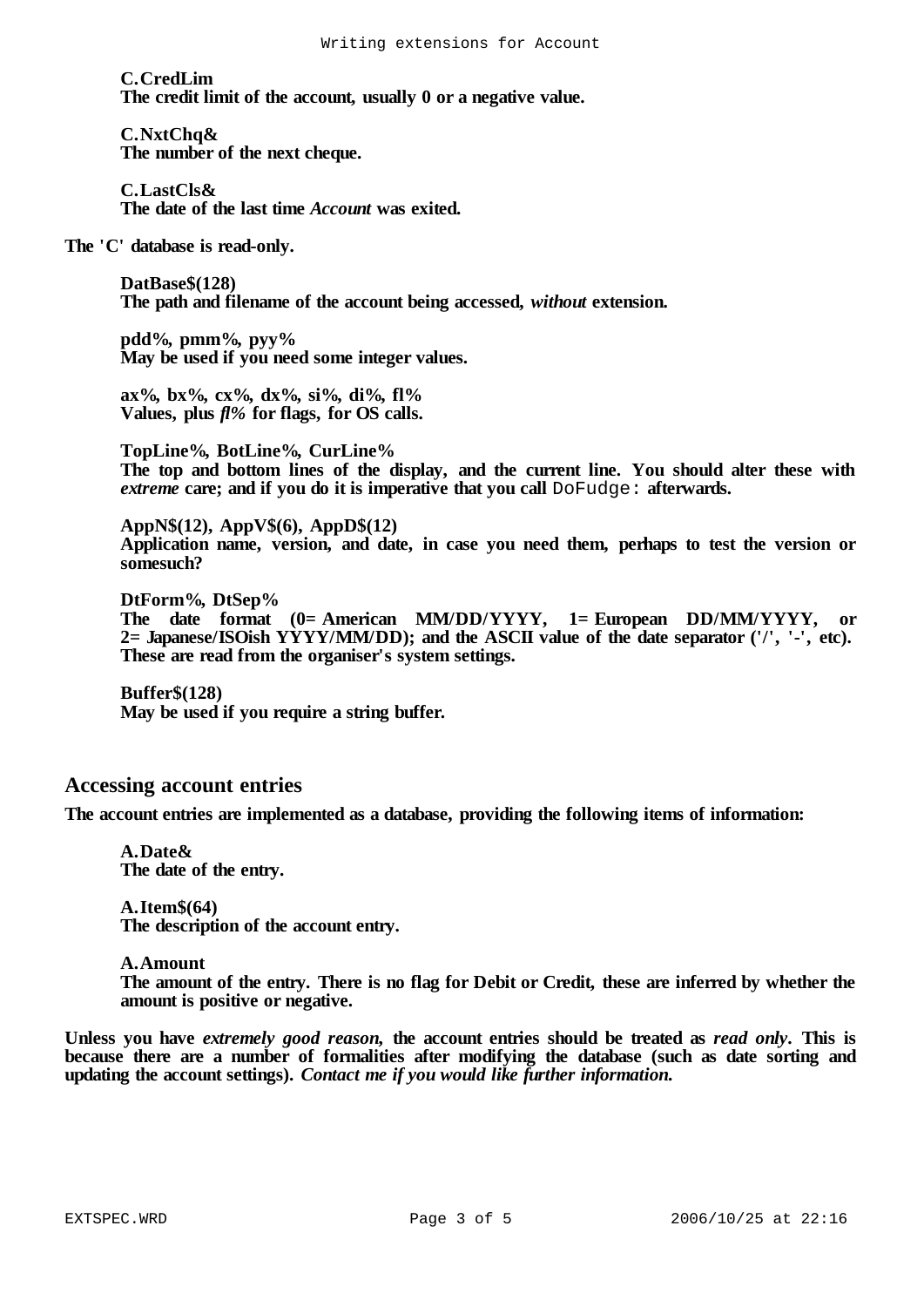**C.CredLim**
The credit limit of the account, usually 0 or a negative value.

**C.NxtChq&**
The number of the next cheque.

**C.LastCls&**
The date of the last time *Account* was exited.

The 'C' database is read-only.

**DatBase$(128)**
The path and filename of the account being accessed, *without* extension.

**pdd%, pmm%, pyy%**
May be used if you need some integer values.

**ax%, bx%, cx%, dx%, si%, di%, fl%**
Values, plus *fl%* for flags, for OS calls.

**TopLine%, BotLine%, CurLine%**
The top and bottom lines of the display, and the current line. You should alter these with *extreme* care; and if you do it is imperative that you call `DoFudge:` afterwards.

**AppN$(12), AppV$(6), AppD$(12)**
Application name, version, and date, in case you need them, perhaps to test the version or somesuch?

**DtForm%, DtSep%**
The date format (0= American MM/DD/YYYY, 1= European DD/MM/YYYY, or 2= Japanese/ISOish YYYY/MM/DD); and the ASCII value of the date separator ('/', '-', etc). These are read from the organiser's system settings.

**Buffer$(128)**
May be used if you require a string buffer.

## Accessing account entries

The account entries are implemented as a database, providing the following items of information:

**A.Date&**
The date of the entry.

**A.Item$(64)**
The description of the account entry.

**A.Amount**
The amount of the entry. There is no flag for Debit or Credit, these are inferred by whether the amount is positive or negative.

Unless you have *extremely good reason,* the account entries should be treated as *read only*. This is because there are a number of formalities after modifying the database (such as date sorting and updating the account settings). *Contact me if you would like further information.*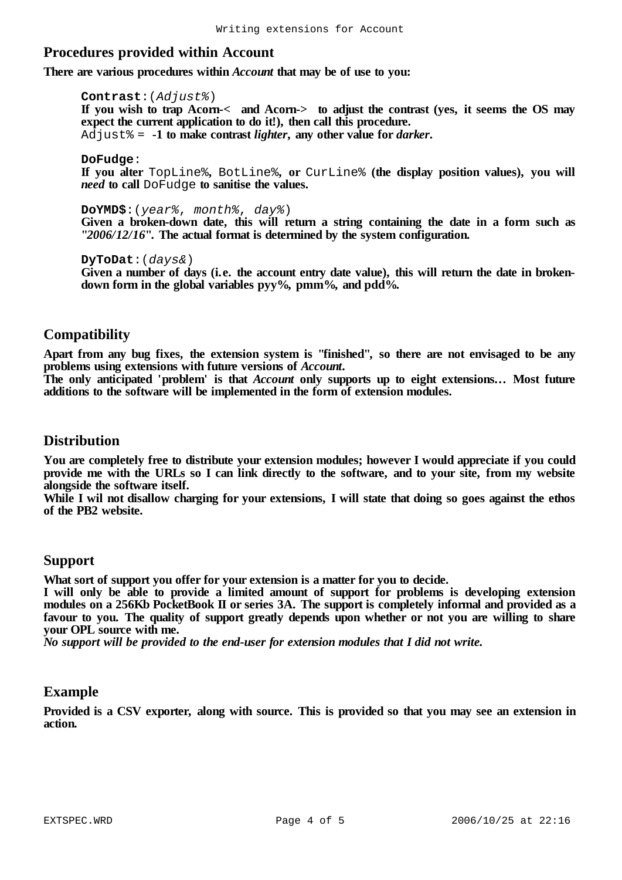## Procedures provided within Account

**There are various procedures within *Account* that may be of use to you:**

> **`Contrast`**`:(`*`Adjust%`*`)`
> **If you wish to trap Acorn-< and Acorn-> to adjust the contrast (yes, it seems the OS may expect the current application to do it!), then call this procedure.**
> `Adjust% =` **-1 to make contrast *lighter*, any other value for *darker*.**

> **`DoFudge`**`:`
> **If you alter `TopLine%`, `BotLine%`, or `CurLine%` (the display position values), you will *need* to call `DoFudge` to sanitise the values.**

> **`DoYMD$`**`:(`*`year%, month%, day%`*`)`
> **Given a broken-down date, this will return a string containing the date in a form such as "*2006/12/16*". The actual format is determined by the system configuration.**

> **`DyToDat`**`:(`*`days&`*`)`
> **Given a number of days (i.e. the account entry date value), this will return the date in broken-down form in the global variables pyy%, pmm%, and pdd%.**

## Compatibility

**Apart from any bug fixes, the extension system is "finished", so there are not envisaged to be any problems using extensions with future versions of *Account*.**
**The only anticipated 'problem' is that *Account* only supports up to eight extensions… Most future additions to the software will be implemented in the form of extension modules.**

## Distribution

**You are completely free to distribute your extension modules; however I would appreciate if you could provide me with the URLs so I can link directly to the software, and to your site, from my website alongside the software itself.**
**While I wil not disallow charging for your extensions, I will state that doing so goes against the ethos of the PB2 website.**

## Support

**What sort of support you offer for your extension is a matter for you to decide.**
**I will only be able to provide a limited amount of support for problems is developing extension modules on a 256Kb PocketBook II or series 3A. The support is completely informal and provided as a favour to you. The quality of support greatly depends upon whether or not you are willing to share your OPL source with me.**
***No support will be provided to the end-user for extension modules that I did not write.***

## Example

**Provided is a CSV exporter, along with source. This is provided so that you may see an extension in action.**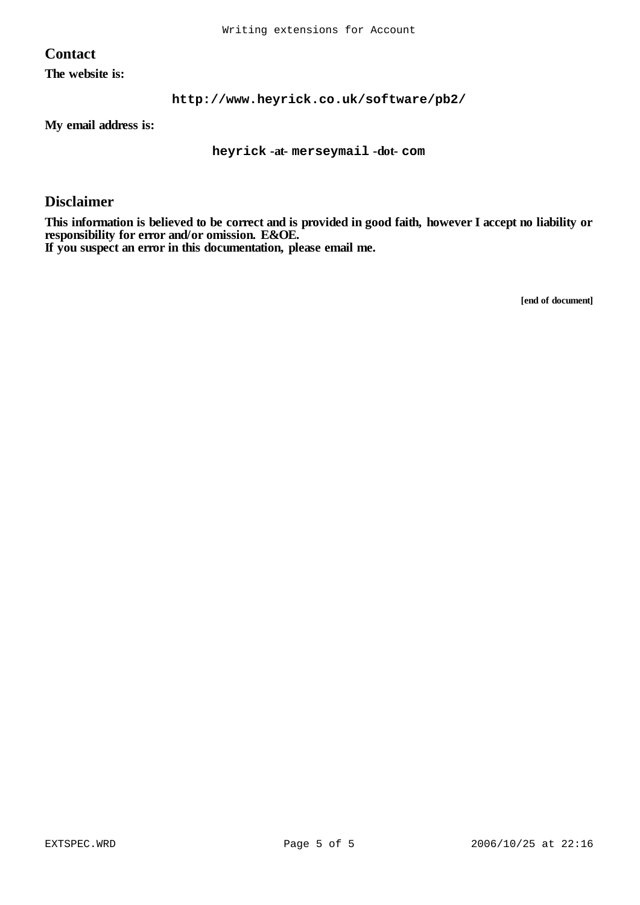## Contact

**The website is:**

**`http://www.heyrick.co.uk/software/pb2/`**

**My email address is:**

**`heyrick` -at- `merseymail` -dot- `com`**

## Disclaimer

**This information is believed to be correct and is provided in good faith, however I accept no liability or responsibility for error and/or omission. E&OE.**
**If you suspect an error in this documentation, please email me.**

**[end of document]**